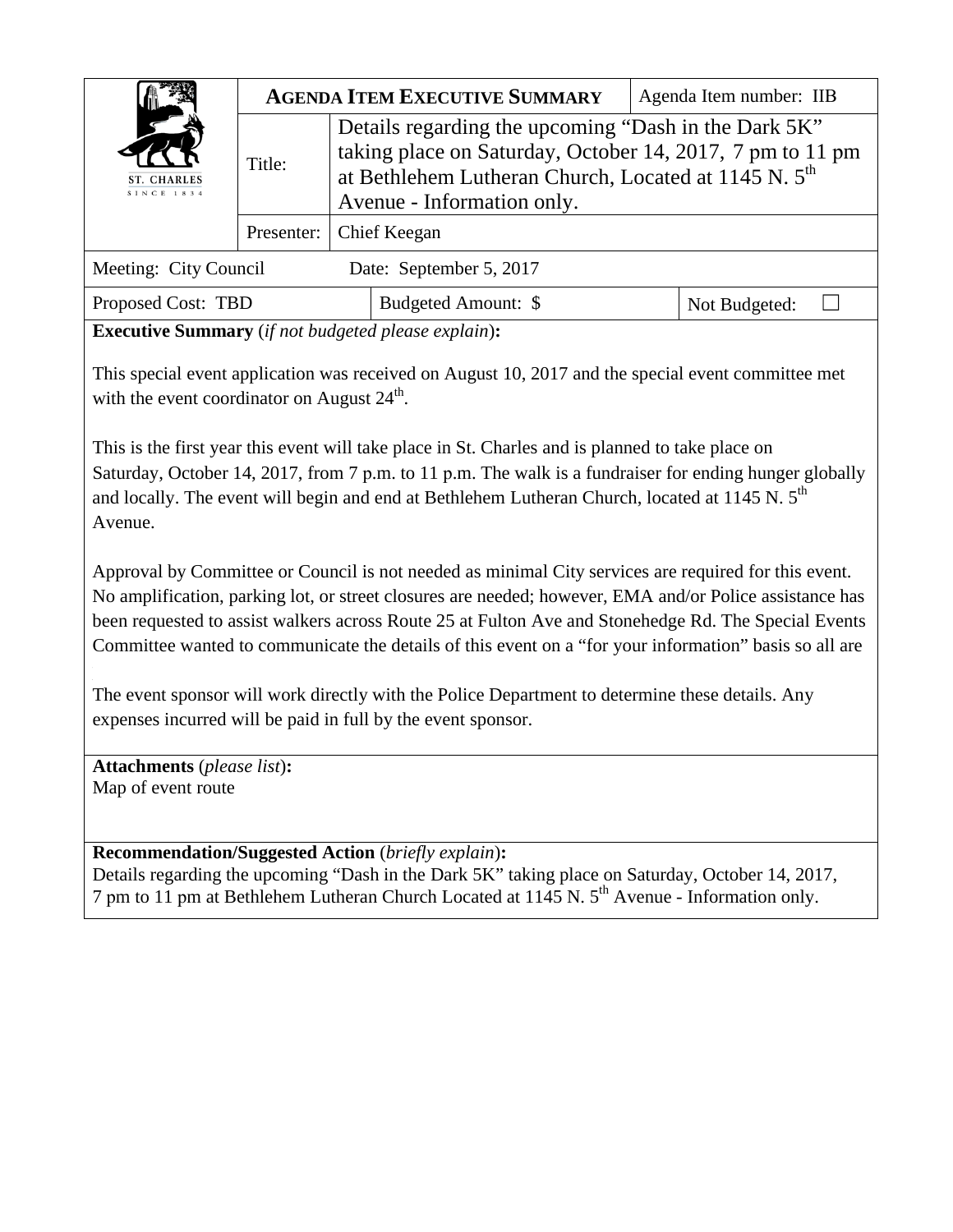| ST. CHARLES SINCE 1834 | **AGENDA ITEM EXECUTIVE SUMMARY** | | Agenda Item number: IIB |
|---|---|---|---|
| | Title: | Details regarding the upcoming "Dash in the Dark 5K" taking place on Saturday, October 14, 2017, 7 pm to 11 pm at Bethlehem Lutheran Church, Located at 1145 N. 5th Avenue - Information only. | |
| | Presenter: | Chief Keegan | |

| Meeting: City Council | Date: September 5, 2017 | |
|---|---|---|
| Proposed Cost: TBD | Budgeted Amount: $ | Not Budgeted: ☐ |

**Executive Summary** (*if not budgeted please explain*)**:**

This special event application was received on August 10, 2017 and the special event committee met with the event coordinator on August 24th.

This is the first year this event will take place in St. Charles and is planned to take place on Saturday, October 14, 2017, from 7 p.m. to 11 p.m. The walk is a fundraiser for ending hunger globally and locally. The event will begin and end at Bethlehem Lutheran Church, located at 1145 N. 5th Avenue.

Approval by Committee or Council is not needed as minimal City services are required for this event. No amplification, parking lot, or street closures are needed; however, EMA and/or Police assistance has been requested to assist walkers across Route 25 at Fulton Ave and Stonehedge Rd. The Special Events Committee wanted to communicate the details of this event on a "for your information" basis so all are

The event sponsor will work directly with the Police Department to determine these details. Any expenses incurred will be paid in full by the event sponsor.

**Attachments** (*please list*)**:**
Map of event route

**Recommendation/Suggested Action** (*briefly explain*)**:**
Details regarding the upcoming "Dash in the Dark 5K" taking place on Saturday, October 14, 2017, 7 pm to 11 pm at Bethlehem Lutheran Church Located at 1145 N. 5th Avenue - Information only.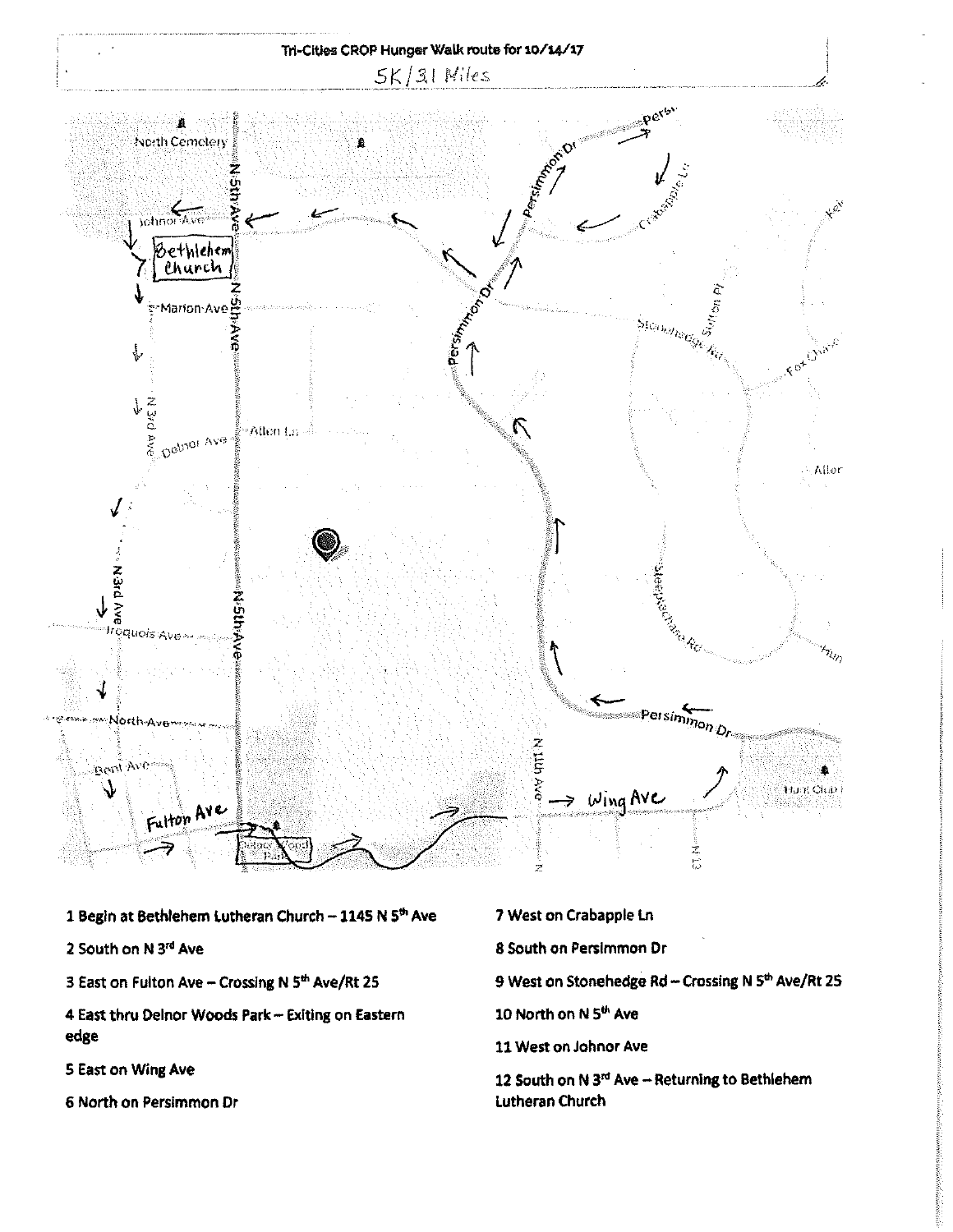# Tri-Cities CROP Hunger Walk route for 10/14/17

5K/3.1 Miles

1 Begin at Bethlehem Lutheran Church – 1145 N 5th Ave

2 South on N 3rd Ave

3 East on Fulton Ave – Crossing N 5th Ave/Rt 25

4 East thru Delnor Woods Park – Exiting on Eastern edge

5 East on Wing Ave

6 North on Persimmon Dr

7 West on Crabapple Ln

8 South on Persimmon Dr

9 West on Stonehedge Rd – Crossing N 5th Ave/Rt 25

10 North on N 5th Ave

11 West on Johnor Ave

12 South on N 3rd Ave – Returning to Bethlehem Lutheran Church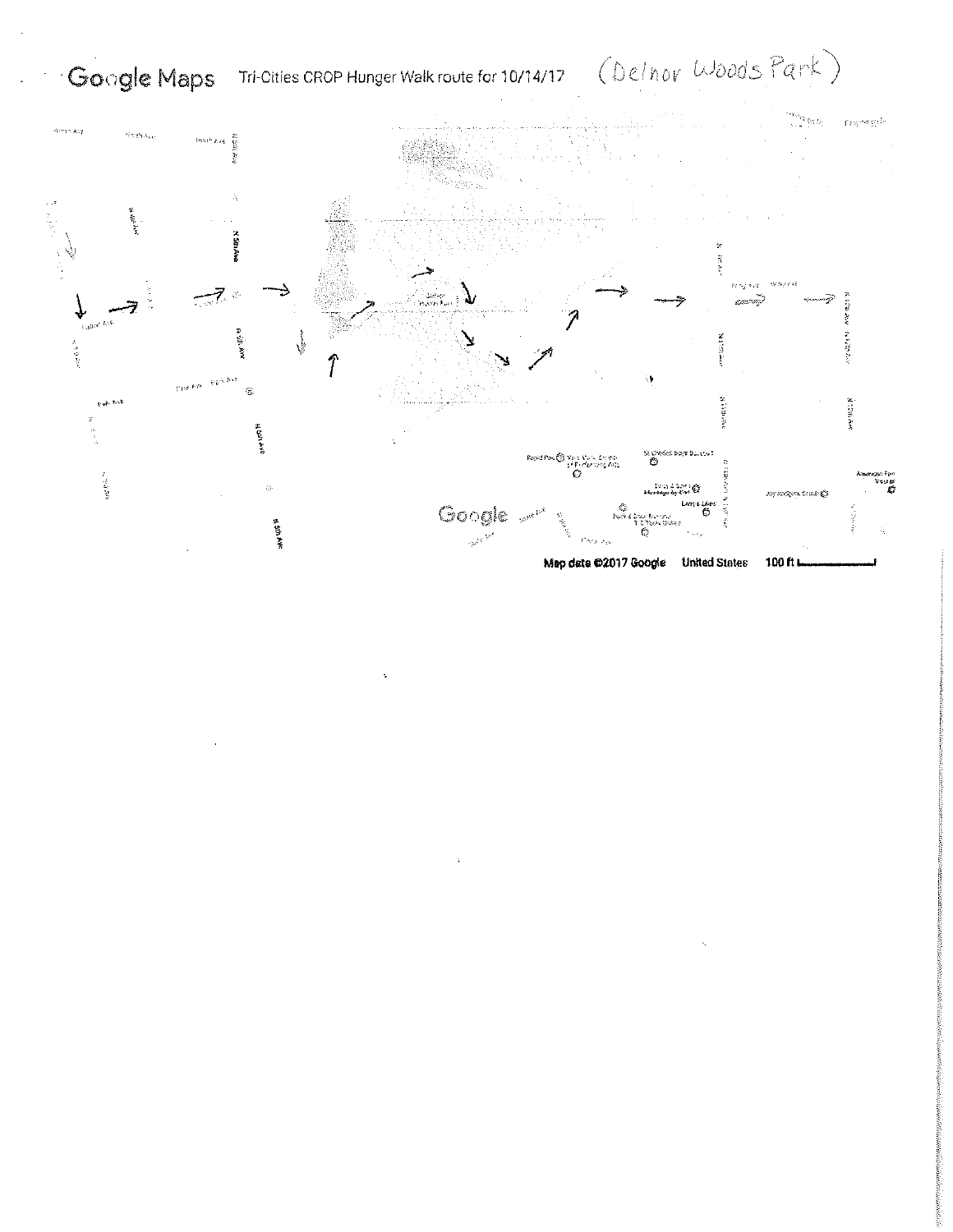Google Maps Tri-Cities CROP Hunger Walk route for 10/14/17 (Delnor Woods Park)

Map data ©2017 Google United States 100 ft